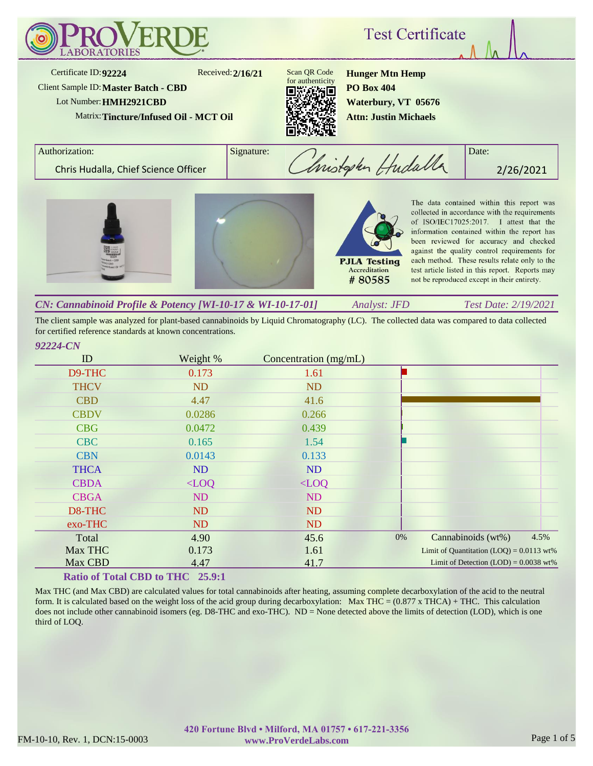# ProVerde Laboratories

## Test Certificate

Certificate ID: **92224**
Received: **2/16/21**
Client Sample ID: **Master Batch - CBD**
Lot Number: **HMH2921CBD**
Matrix: **Tincture/Infused Oil - MCT Oil**

Scan QR Code for authenticity

**Hunger Mtn Hemp**
**PO Box 404**
**Waterbury, VT 05676**
**Attn: Justin Michaels**

| Authorization: | Signature: | Date: |
|---|---|---|
| Chris Hudalla, Chief Science Officer | Christopher Hudalla | 2/26/2021 |

PJLA Testing Accreditation # 80585

The data contained within this report was collected in accordance with the requirements of ISO/IEC17025:2017. I attest that the information contained within the report has been reviewed for accuracy and checked against the quality control requirements for each method. These results relate only to the test article listed in this report. Reports may not be reproduced except in their entirety.

### *CN: Cannabinoid Profile & Potency [WI-10-17 & WI-10-17-01]*

*Analyst: JFD* *Test Date: 2/19/2021*

The client sample was analyzed for plant-based cannabinoids by Liquid Chromatography (LC). The collected data was compared to data collected for certified reference standards at known concentrations.

*92224-CN*

| ID | Weight % | Concentration (mg/mL) |
|---|---|---|
| D9-THC | 0.173 | 1.61 |
| THCV | ND | ND |
| CBD | 4.47 | 41.6 |
| CBDV | 0.0286 | 0.266 |
| CBG | 0.0472 | 0.439 |
| CBC | 0.165 | 1.54 |
| CBN | 0.0143 | 0.133 |
| THCA | ND | ND |
| CBDA | <LOQ | <LOQ |
| CBGA | ND | ND |
| D8-THC | ND | ND |
| exo-THC | ND | ND |
| Total | 4.90 | 45.6 |
| Max THC | 0.173 | 1.61 |
| Max CBD | 4.47 | 41.7 |

Cannabinoids (wt%): 0% – 4.5%

Limit of Quantitation (LOQ) = 0.0113 wt%
Limit of Detection (LOD) = 0.0038 wt%

**Ratio of Total CBD to THC 25.9:1**

Max THC (and Max CBD) are calculated values for total cannabinoids after heating, assuming complete decarboxylation of the acid to the neutral form. It is calculated based on the weight loss of the acid group during decarboxylation: Max THC = (0.877 x THCA) + THC. This calculation does not include other cannabinoid isomers (eg. D8-THC and exo-THC). ND = None detected above the limits of detection (LOD), which is one third of LOQ.

420 Fortune Blvd • Milford, MA 01757 • 617-221-3356
www.ProVerdeLabs.com

FM-10-10, Rev. 1, DCN:15-0003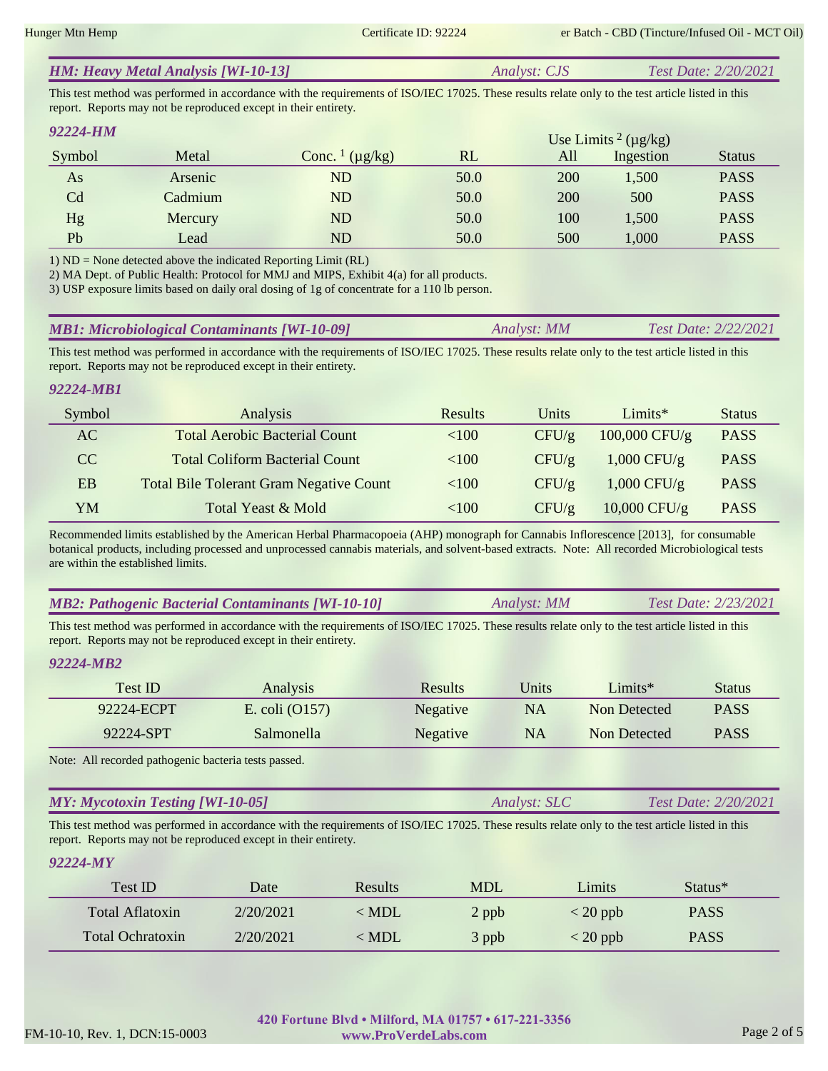## *HM: Heavy Metal Analysis [WI-10-13]* — *Analyst: CJS* — *Test Date: 2/20/2021*

This test method was performed in accordance with the requirements of ISO/IEC 17025. These results relate only to the test article listed in this report. Reports may not be reproduced except in their entirety.

### *92224-HM*

| Symbol | Metal | Conc. [1] (µg/kg) | RL | Use Limits [2] (µg/kg) All | Use Limits [2] (µg/kg) Ingestion | Status |
|---|---|---|---|---|---|---|
| As | Arsenic | ND | 50.0 | 200 | 1,500 | PASS |
| Cd | Cadmium | ND | 50.0 | 200 | 500 | PASS |
| Hg | Mercury | ND | 50.0 | 100 | 1,500 | PASS |
| Pb | Lead | ND | 50.0 | 500 | 1,000 | PASS |

1) ND = None detected above the indicated Reporting Limit (RL)
2) MA Dept. of Public Health: Protocol for MMJ and MIPS, Exhibit 4(a) for all products.
3) USP exposure limits based on daily oral dosing of 1g of concentrate for a 110 lb person.

## *MB1: Microbiological Contaminants [WI-10-09]* — *Analyst: MM* — *Test Date: 2/22/2021*

This test method was performed in accordance with the requirements of ISO/IEC 17025. These results relate only to the test article listed in this report. Reports may not be reproduced except in their entirety.

### *92224-MB1*

| Symbol | Analysis | Results | Units | Limits* | Status |
|---|---|---|---|---|---|
| AC | Total Aerobic Bacterial Count | <100 | CFU/g | 100,000 CFU/g | PASS |
| CC | Total Coliform Bacterial Count | <100 | CFU/g | 1,000 CFU/g | PASS |
| EB | Total Bile Tolerant Gram Negative Count | <100 | CFU/g | 1,000 CFU/g | PASS |
| YM | Total Yeast & Mold | <100 | CFU/g | 10,000 CFU/g | PASS |

Recommended limits established by the American Herbal Pharmacopoeia (AHP) monograph for Cannabis Inflorescence [2013], for consumable botanical products, including processed and unprocessed cannabis materials, and solvent-based extracts. Note: All recorded Microbiological tests are within the established limits.

## *MB2: Pathogenic Bacterial Contaminants [WI-10-10]* — *Analyst: MM* — *Test Date: 2/23/2021*

This test method was performed in accordance with the requirements of ISO/IEC 17025. These results relate only to the test article listed in this report. Reports may not be reproduced except in their entirety.

### *92224-MB2*

| Test ID | Analysis | Results | Units | Limits* | Status |
|---|---|---|---|---|---|
| 92224-ECPT | E. coli (O157) | Negative | NA | Non Detected | PASS |
| 92224-SPT | Salmonella | Negative | NA | Non Detected | PASS |

Note: All recorded pathogenic bacteria tests passed.

## *MY: Mycotoxin Testing [WI-10-05]* — *Analyst: SLC* — *Test Date: 2/20/2021*

This test method was performed in accordance with the requirements of ISO/IEC 17025. These results relate only to the test article listed in this report. Reports may not be reproduced except in their entirety.

### *92224-MY*

| Test ID | Date | Results | MDL | Limits | Status* |
|---|---|---|---|---|---|
| Total Aflatoxin | 2/20/2021 | < MDL | 2 ppb | < 20 ppb | PASS |
| Total Ochratoxin | 2/20/2021 | < MDL | 3 ppb | < 20 ppb | PASS |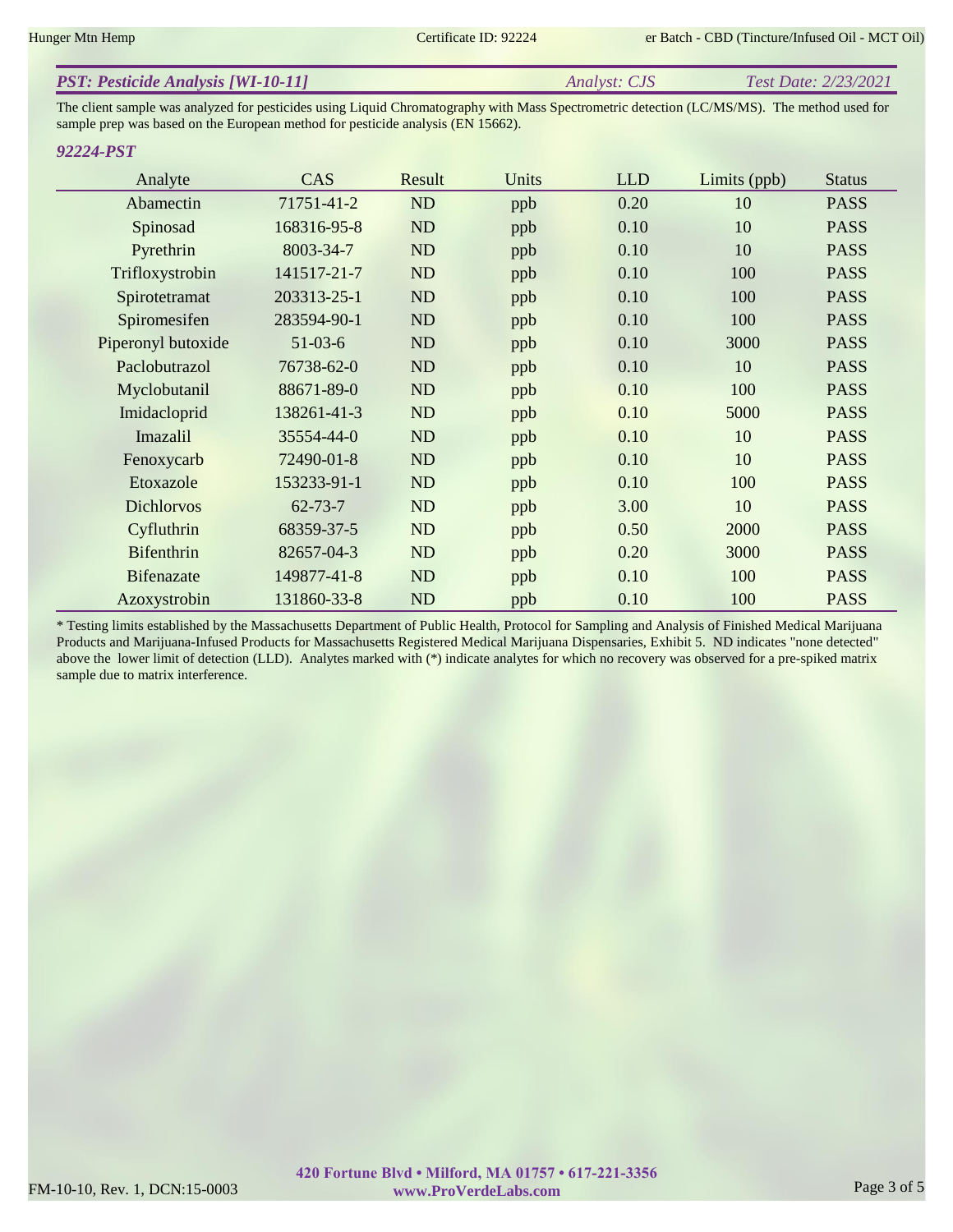## *PST: Pesticide Analysis [WI-10-11]*

*Analyst: CJS* *Test Date: 2/23/2021*

The client sample was analyzed for pesticides using Liquid Chromatography with Mass Spectrometric detection (LC/MS/MS). The method used for sample prep was based on the European method for pesticide analysis (EN 15662).

### *92224-PST*

| Analyte | CAS | Result | Units | LLD | Limits (ppb) | Status |
|---|---|---|---|---|---|---|
| Abamectin | 71751-41-2 | ND | ppb | 0.20 | 10 | PASS |
| Spinosad | 168316-95-8 | ND | ppb | 0.10 | 10 | PASS |
| Pyrethrin | 8003-34-7 | ND | ppb | 0.10 | 10 | PASS |
| Trifloxystrobin | 141517-21-7 | ND | ppb | 0.10 | 100 | PASS |
| Spirotetramat | 203313-25-1 | ND | ppb | 0.10 | 100 | PASS |
| Spiromesifen | 283594-90-1 | ND | ppb | 0.10 | 100 | PASS |
| Piperonyl butoxide | 51-03-6 | ND | ppb | 0.10 | 3000 | PASS |
| Paclobutrazol | 76738-62-0 | ND | ppb | 0.10 | 10 | PASS |
| Myclobutanil | 88671-89-0 | ND | ppb | 0.10 | 100 | PASS |
| Imidacloprid | 138261-41-3 | ND | ppb | 0.10 | 5000 | PASS |
| Imazalil | 35554-44-0 | ND | ppb | 0.10 | 10 | PASS |
| Fenoxycarb | 72490-01-8 | ND | ppb | 0.10 | 10 | PASS |
| Etoxazole | 153233-91-1 | ND | ppb | 0.10 | 100 | PASS |
| Dichlorvos | 62-73-7 | ND | ppb | 3.00 | 10 | PASS |
| Cyfluthrin | 68359-37-5 | ND | ppb | 0.50 | 2000 | PASS |
| Bifenthrin | 82657-04-3 | ND | ppb | 0.20 | 3000 | PASS |
| Bifenazate | 149877-41-8 | ND | ppb | 0.10 | 100 | PASS |
| Azoxystrobin | 131860-33-8 | ND | ppb | 0.10 | 100 | PASS |

* Testing limits established by the Massachusetts Department of Public Health, Protocol for Sampling and Analysis of Finished Medical Marijuana Products and Marijuana-Infused Products for Massachusetts Registered Medical Marijuana Dispensaries, Exhibit 5. ND indicates "none detected" above the lower limit of detection (LLD). Analytes marked with (*) indicate analytes for which no recovery was observed for a pre-spiked matrix sample due to matrix interference.

**420 Fortune Blvd • Milford, MA 01757 • 617-221-3356**
**www.ProVerdeLabs.com**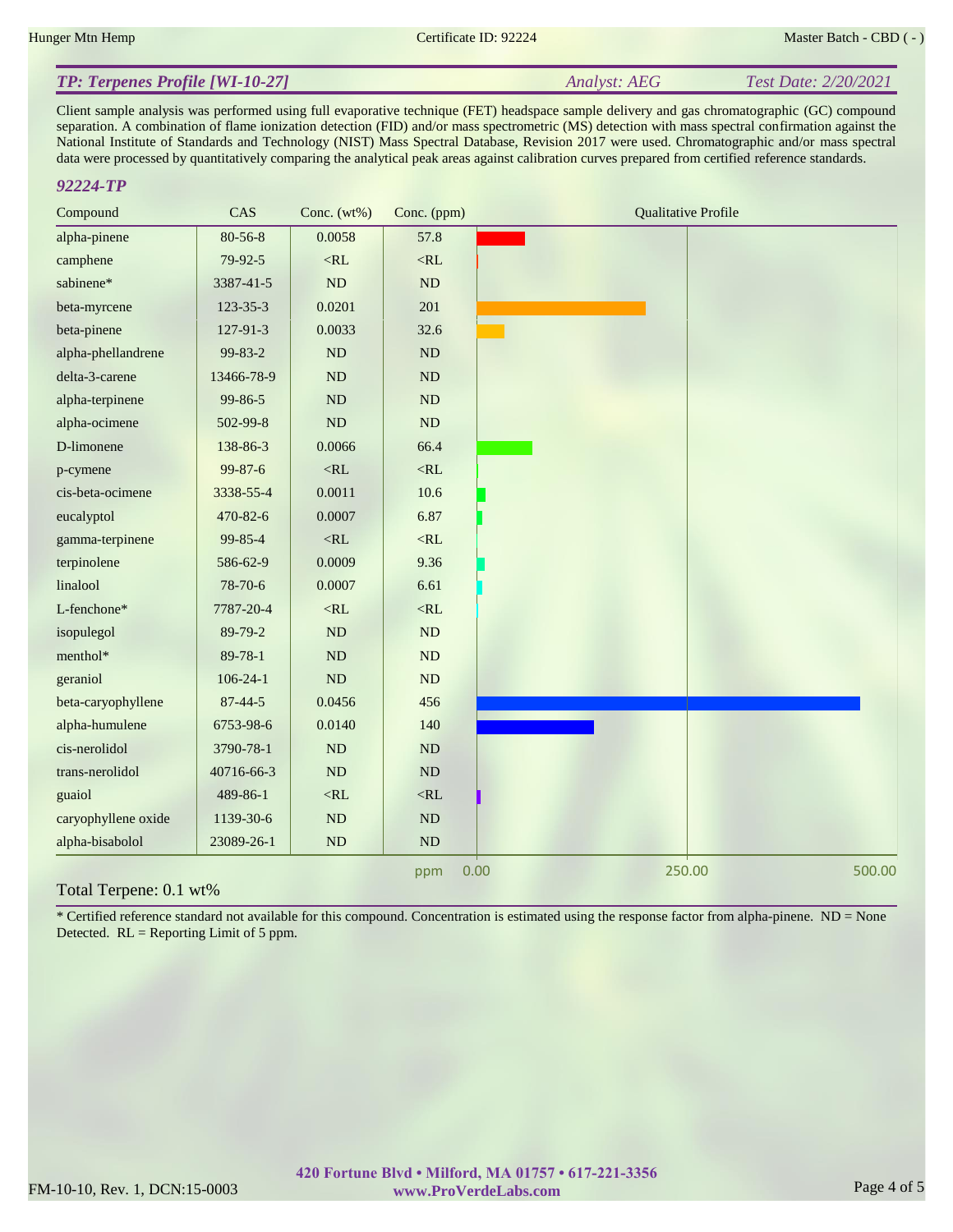## TP: Terpenes Profile [WI-10-27]

*Analyst: AEG* *Test Date: 2/20/2021*

Client sample analysis was performed using full evaporative technique (FET) headspace sample delivery and gas chromatographic (GC) compound separation. A combination of flame ionization detection (FID) and/or mass spectrometric (MS) detection with mass spectral confirmation against the National Institute of Standards and Technology (NIST) Mass Spectral Database, Revision 2017 were used. Chromatographic and/or mass spectral data were processed by quantitatively comparing the analytical peak areas against calibration curves prepared from certified reference standards.

### 92224-TP

| Compound | CAS | Conc. (wt%) | Conc. (ppm) |
|---|---|---|---|
| alpha-pinene | 80-56-8 | 0.0058 | 57.8 |
| camphene | 79-92-5 | <RL | <RL |
| sabinene* | 3387-41-5 | ND | ND |
| beta-myrcene | 123-35-3 | 0.0201 | 201 |
| beta-pinene | 127-91-3 | 0.0033 | 32.6 |
| alpha-phellandrene | 99-83-2 | ND | ND |
| delta-3-carene | 13466-78-9 | ND | ND |
| alpha-terpinene | 99-86-5 | ND | ND |
| alpha-ocimene | 502-99-8 | ND | ND |
| D-limonene | 138-86-3 | 0.0066 | 66.4 |
| p-cymene | 99-87-6 | <RL | <RL |
| cis-beta-ocimene | 3338-55-4 | 0.0011 | 10.6 |
| eucalyptol | 470-82-6 | 0.0007 | 6.87 |
| gamma-terpinene | 99-85-4 | <RL | <RL |
| terpinolene | 586-62-9 | 0.0009 | 9.36 |
| linalool | 78-70-6 | 0.0007 | 6.61 |
| L-fenchone* | 7787-20-4 | <RL | <RL |
| isopulegol | 89-79-2 | ND | ND |
| menthol* | 89-78-1 | ND | ND |
| geraniol | 106-24-1 | ND | ND |
| beta-caryophyllene | 87-44-5 | 0.0456 | 456 |
| alpha-humulene | 6753-98-6 | 0.0140 | 140 |
| cis-nerolidol | 3790-78-1 | ND | ND |
| trans-nerolidol | 40716-66-3 | ND | ND |
| guaiol | 489-86-1 | <RL | <RL |
| caryophyllene oxide | 1139-30-6 | ND | ND |
| alpha-bisabolol | 23089-26-1 | ND | ND |

Total Terpene: 0.1 wt%

* Certified reference standard not available for this compound. Concentration is estimated using the response factor from alpha-pinene. ND = None Detected. RL = Reporting Limit of 5 ppm.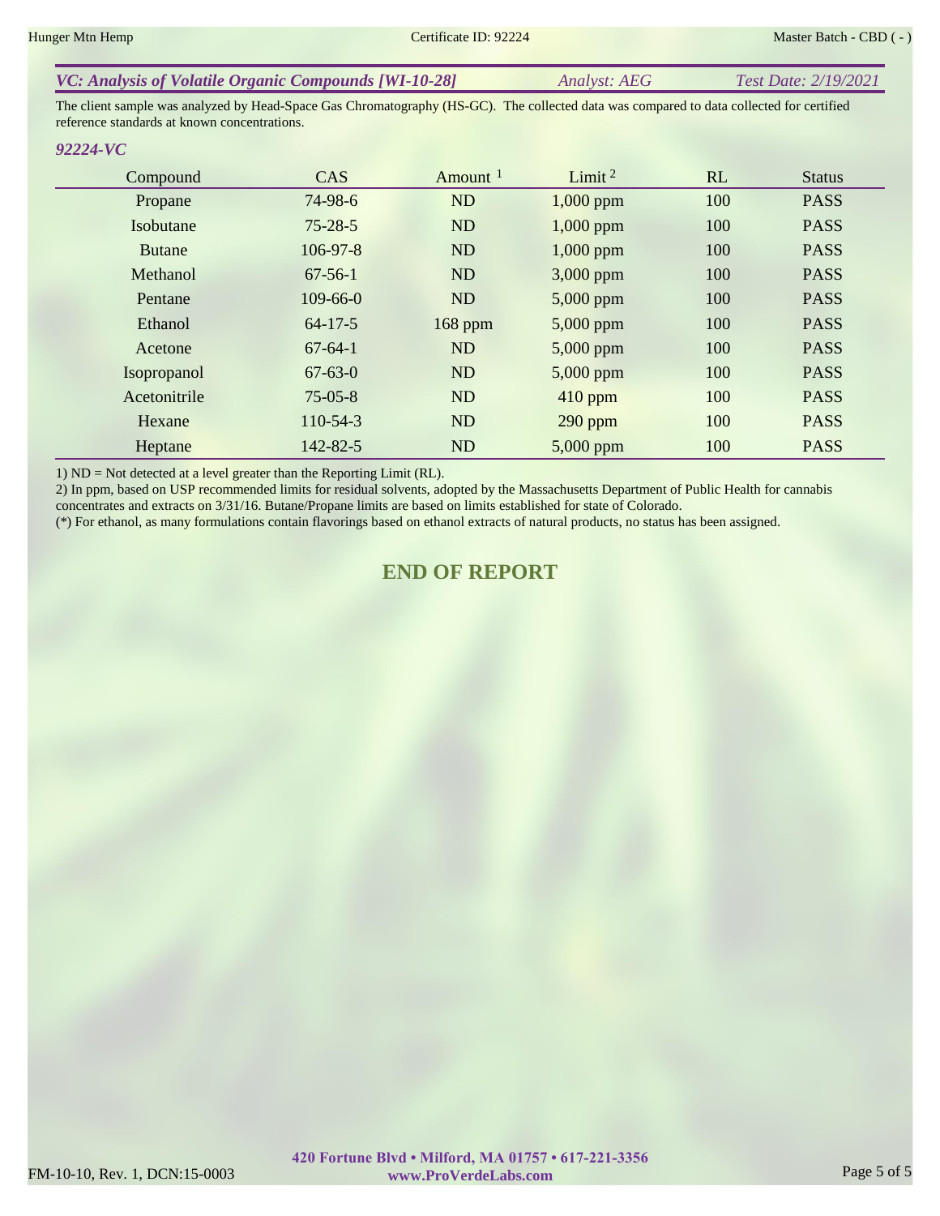## *VC: Analysis of Volatile Organic Compounds [WI-10-28]* *Analyst: AEG* *Test Date: 2/19/2021*

The client sample was analyzed by Head-Space Gas Chromatography (HS-GC). The collected data was compared to data collected for certified reference standards at known concentrations.

### *92224-VC*

| Compound | CAS | Amount [1] | Limit [2] | RL | Status |
|---|---|---|---|---|---|
| Propane | 74-98-6 | ND | 1,000 ppm | 100 | PASS |
| Isobutane | 75-28-5 | ND | 1,000 ppm | 100 | PASS |
| Butane | 106-97-8 | ND | 1,000 ppm | 100 | PASS |
| Methanol | 67-56-1 | ND | 3,000 ppm | 100 | PASS |
| Pentane | 109-66-0 | ND | 5,000 ppm | 100 | PASS |
| Ethanol | 64-17-5 | 168 ppm | 5,000 ppm | 100 | PASS |
| Acetone | 67-64-1 | ND | 5,000 ppm | 100 | PASS |
| Isopropanol | 67-63-0 | ND | 5,000 ppm | 100 | PASS |
| Acetonitrile | 75-05-8 | ND | 410 ppm | 100 | PASS |
| Hexane | 110-54-3 | ND | 290 ppm | 100 | PASS |
| Heptane | 142-82-5 | ND | 5,000 ppm | 100 | PASS |

1) ND = Not detected at a level greater than the Reporting Limit (RL).
2) In ppm, based on USP recommended limits for residual solvents, adopted by the Massachusetts Department of Public Health for cannabis concentrates and extracts on 3/31/16. Butane/Propane limits are based on limits established for state of Colorado.
(*) For ethanol, as many formulations contain flavorings based on ethanol extracts of natural products, no status has been assigned.

## END OF REPORT

**420 Fortune Blvd • Milford, MA 01757 • 617-221-3356**
**www.ProVerdeLabs.com**